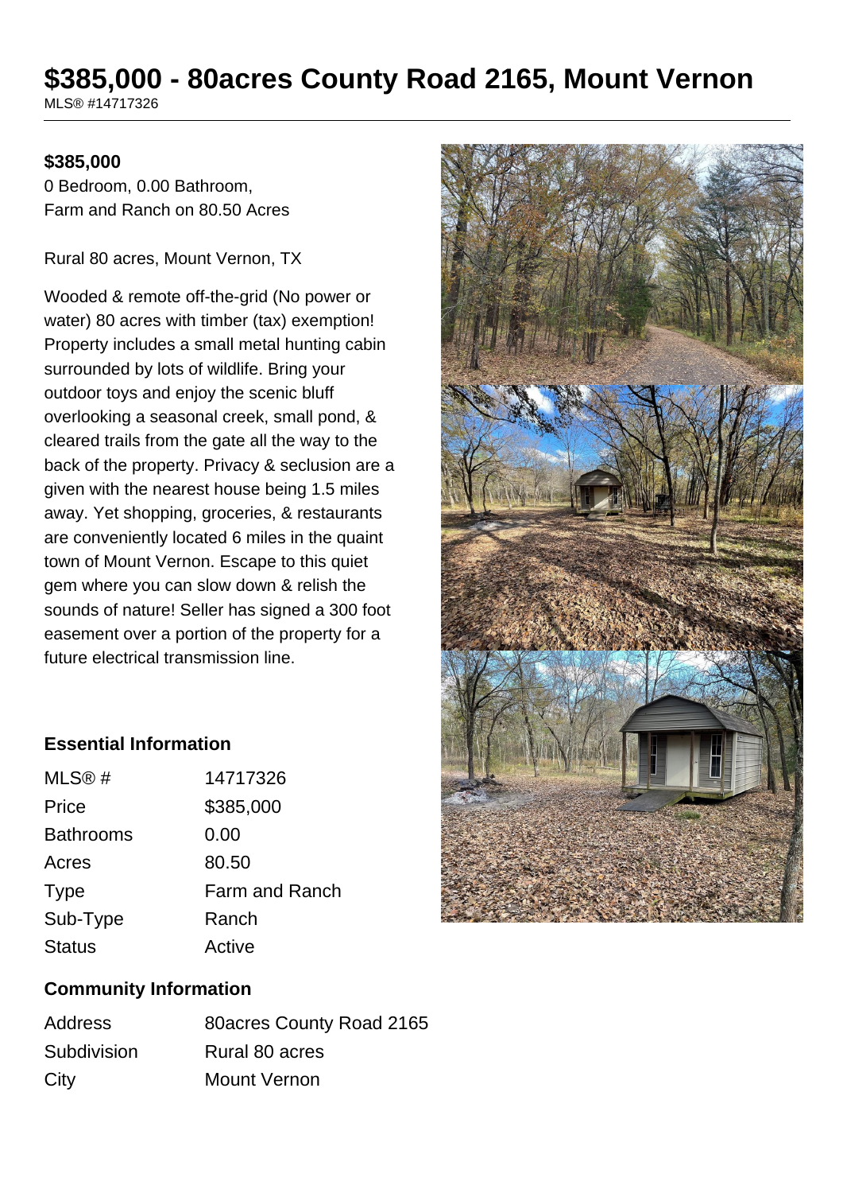# $385,000 - 80acres County Road 2165, Mount Vernon

MLS® #14717326

**$385,000**

0 Bedroom, 0.00 Bathroom, Farm and Ranch on 80.50 Acres

Rural 80 acres, Mount Vernon, TX

Wooded & remote off-the-grid (No power or water) 80 acres with timber (tax) exemption! Property includes a small metal hunting cabin surrounded by lots of wildlife. Bring your outdoor toys and enjoy the scenic bluff overlooking a seasonal creek, small pond, & cleared trails from the gate all the way to the back of the property. Privacy & seclusion are a given with the nearest house being 1.5 miles away. Yet shopping, groceries, & restaurants are conveniently located 6 miles in the quaint town of Mount Vernon. Escape to this quiet gem where you can slow down & relish the sounds of nature! Seller has signed a 300 foot easement over a portion of the property for a future electrical transmission line.

### Essential Information

| | |
|---|---|
| MLS® # | 14717326 |
| Price | $385,000 |
| Bathrooms | 0.00 |
| Acres | 80.50 |
| Type | Farm and Ranch |
| Sub-Type | Ranch |
| Status | Active |

### Community Information

| | |
|---|---|
| Address | 80acres County Road 2165 |
| Subdivision | Rural 80 acres |
| City | Mount Vernon |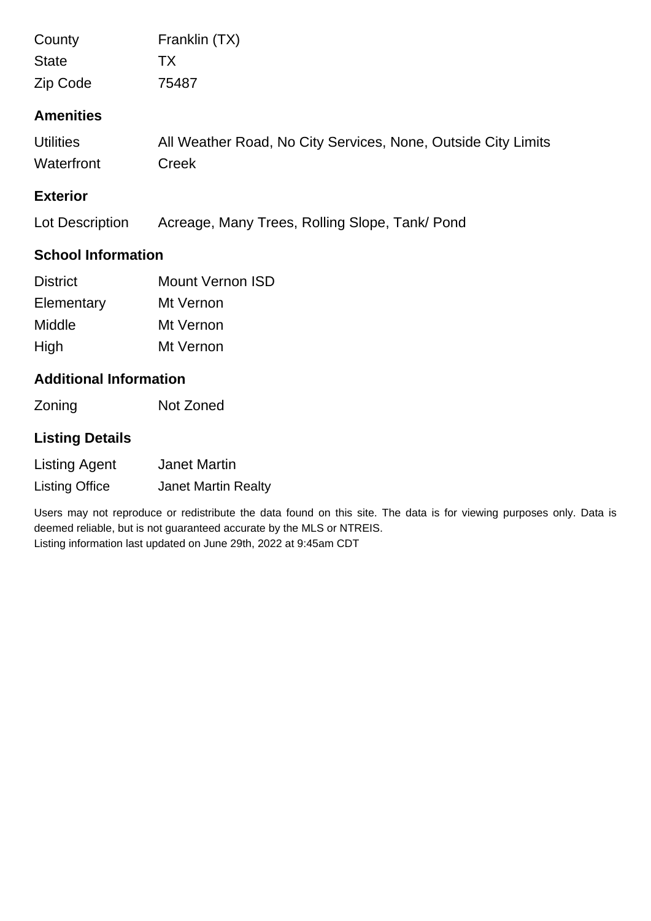| | |
|---|---|
| County | Franklin (TX) |
| State | TX |
| Zip Code | 75487 |

## Amenities

| | |
|---|---|
| Utilities | All Weather Road, No City Services, None, Outside City Limits |
| Waterfront | Creek |

## Exterior

| | |
|---|---|
| Lot Description | Acreage, Many Trees, Rolling Slope, Tank/ Pond |

## School Information

| | |
|---|---|
| District | Mount Vernon ISD |
| Elementary | Mt Vernon |
| Middle | Mt Vernon |
| High | Mt Vernon |

## Additional Information

| | |
|---|---|
| Zoning | Not Zoned |

## Listing Details

| | |
|---|---|
| Listing Agent | Janet Martin |
| Listing Office | Janet Martin Realty |

Users may not reproduce or redistribute the data found on this site. The data is for viewing purposes only. Data is deemed reliable, but is not guaranteed accurate by the MLS or NTREIS.
Listing information last updated on June 29th, 2022 at 9:45am CDT